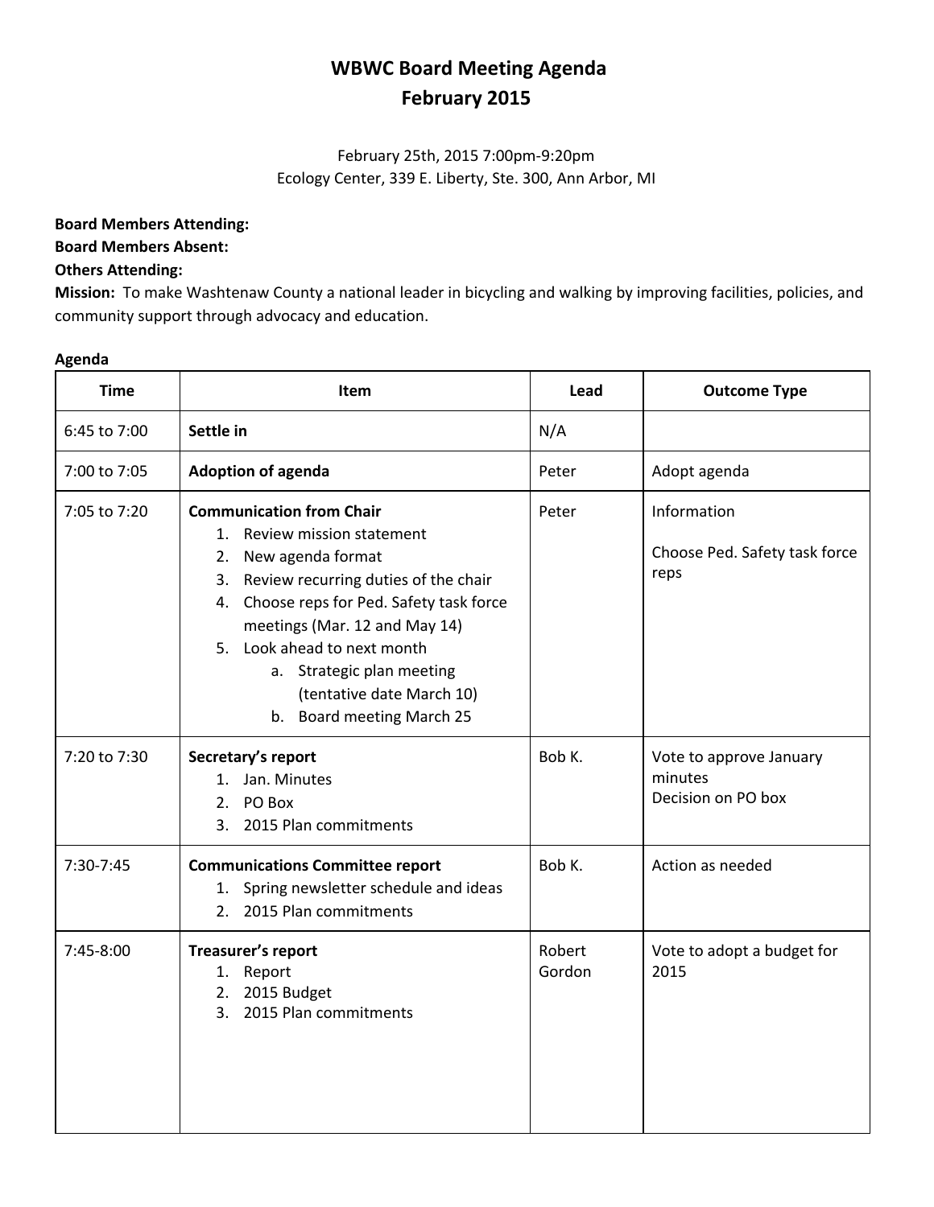# WBWC Board Meeting Agenda
## February 2015

February 25th, 2015 7:00pm-9:20pm
Ecology Center, 339 E. Liberty, Ste. 300, Ann Arbor, MI

**Board Members Attending:**
**Board Members Absent:**
**Others Attending:**
**Mission:** To make Washtenaw County a national leader in bicycling and walking by improving facilities, policies, and community support through advocacy and education.

**Agenda**

| Time | Item | Lead | Outcome Type |
|---|---|---|---|
| 6:45 to 7:00 | **Settle in** | N/A | |
| 7:00 to 7:05 | **Adoption of agenda** | Peter | Adopt agenda |
| 7:05 to 7:20 | **Communication from Chair**<br>1. Review mission statement<br>2. New agenda format<br>3. Review recurring duties of the chair<br>4. Choose reps for Ped. Safety task force meetings (Mar. 12 and May 14)<br>5. Look ahead to next month<br>&nbsp;&nbsp;&nbsp;a. Strategic plan meeting (tentative date March 10)<br>&nbsp;&nbsp;&nbsp;b. Board meeting March 25 | Peter | Information<br><br>Choose Ped. Safety task force reps |
| 7:20 to 7:30 | **Secretary's report**<br>1. Jan. Minutes<br>2. PO Box<br>3. 2015 Plan commitments | Bob K. | Vote to approve January minutes<br>Decision on PO box |
| 7:30-7:45 | **Communications Committee report**<br>1. Spring newsletter schedule and ideas<br>2. 2015 Plan commitments | Bob K. | Action as needed |
| 7:45-8:00 | **Treasurer's report**<br>1. Report<br>2. 2015 Budget<br>3. 2015 Plan commitments | Robert Gordon | Vote to adopt a budget for 2015 |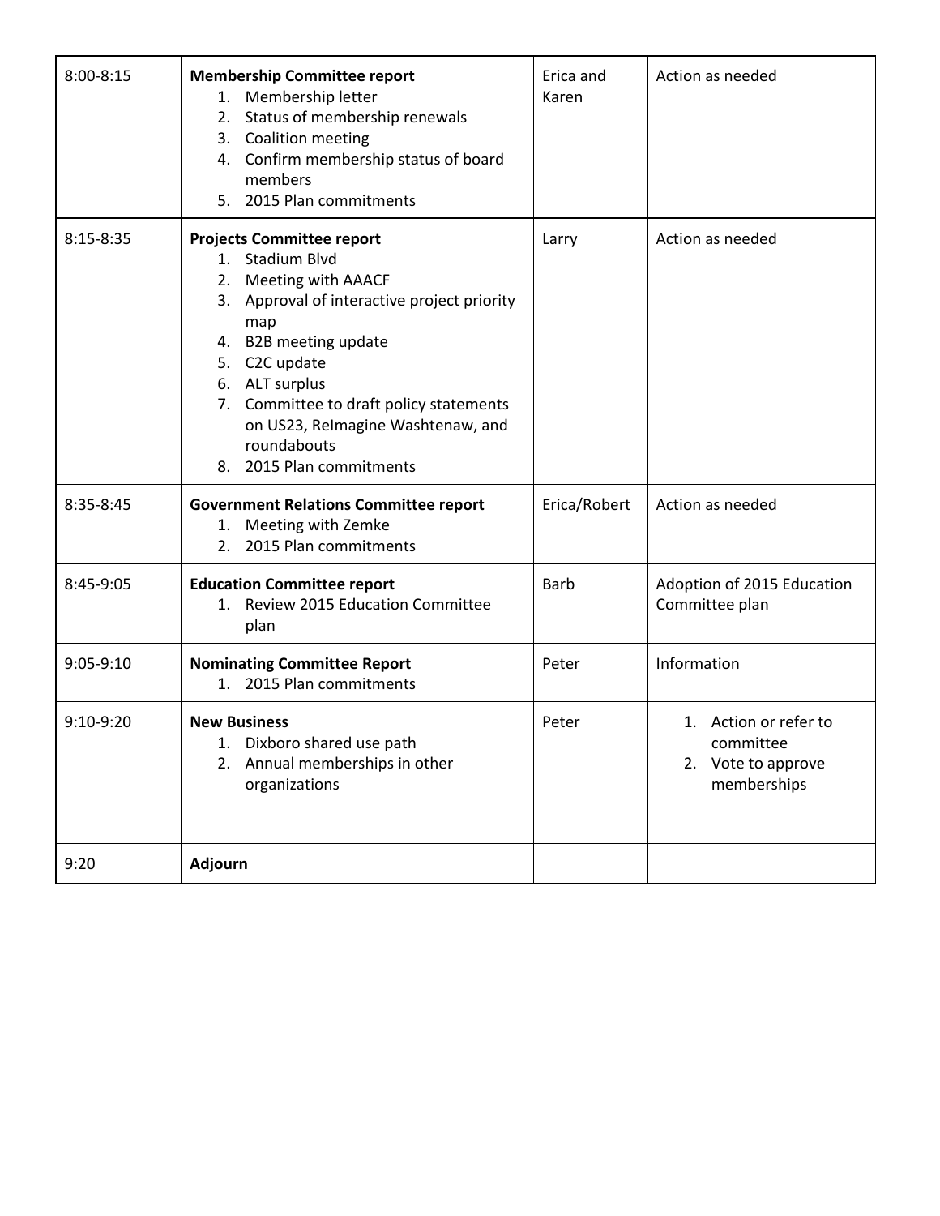| | | | |
|---|---|---|---|
| 8:00-8:15 | **Membership Committee report**<br>1. Membership letter<br>2. Status of membership renewals<br>3. Coalition meeting<br>4. Confirm membership status of board members<br>5. 2015 Plan commitments | Erica and Karen | Action as needed |
| 8:15-8:35 | **Projects Committee report**<br>1. Stadium Blvd<br>2. Meeting with AAACF<br>3. Approval of interactive project priority map<br>4. B2B meeting update<br>5. C2C update<br>6. ALT surplus<br>7. Committee to draft policy statements on US23, ReImagine Washtenaw, and roundabouts<br>8. 2015 Plan commitments | Larry | Action as needed |
| 8:35-8:45 | **Government Relations Committee report**<br>1. Meeting with Zemke<br>2. 2015 Plan commitments | Erica/Robert | Action as needed |
| 8:45-9:05 | **Education Committee report**<br>1. Review 2015 Education Committee plan | Barb | Adoption of 2015 Education Committee plan |
| 9:05-9:10 | **Nominating Committee Report**<br>1. 2015 Plan commitments | Peter | Information |
| 9:10-9:20 | **New Business**<br>1. Dixboro shared use path<br>2. Annual memberships in other organizations | Peter | 1. Action or refer to committee<br>2. Vote to approve memberships |
| 9:20 | **Adjourn** | | |